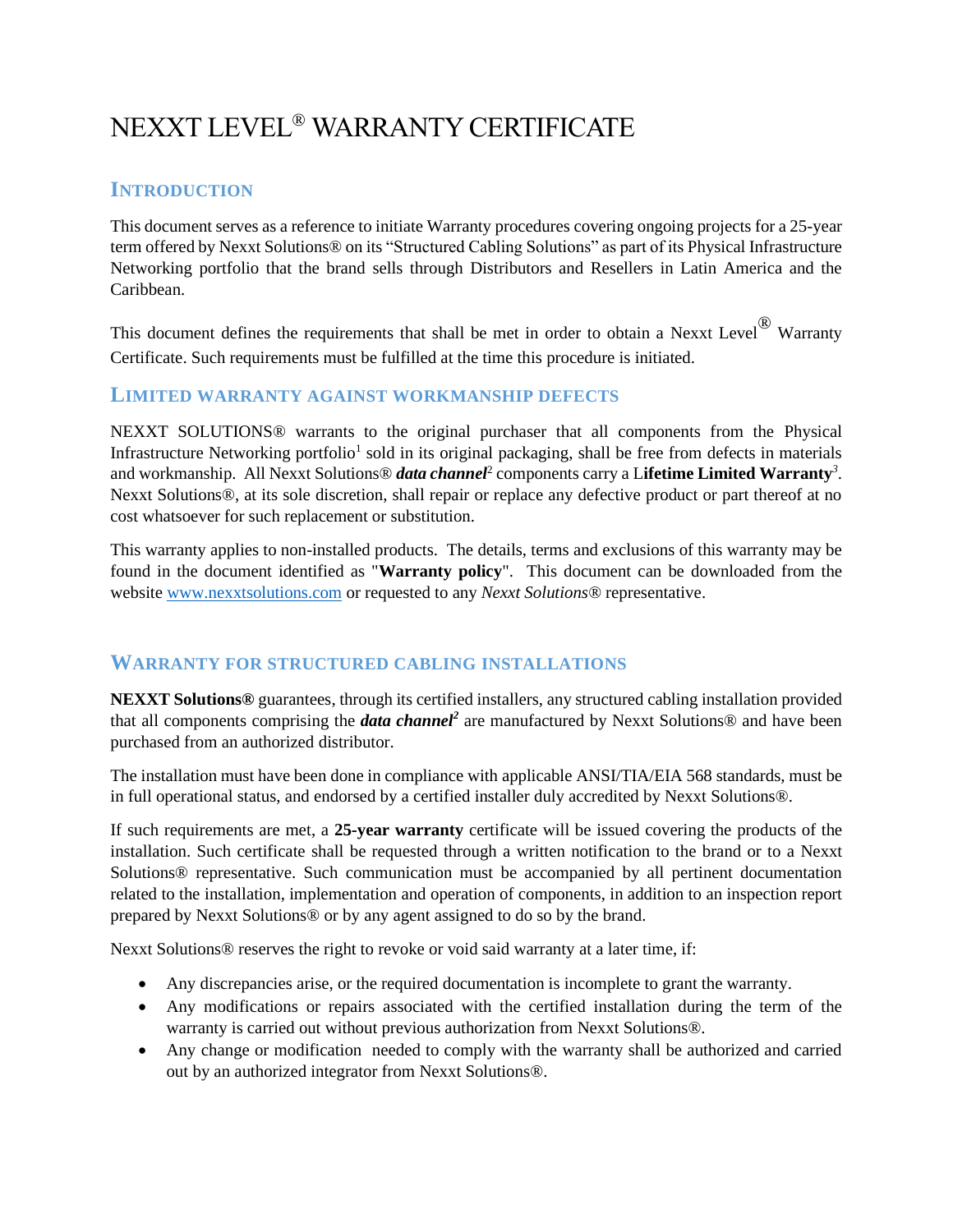# NEXXT LEVEL® WARRANTY CERTIFICATE

## Introduction

This document serves as a reference to initiate Warranty procedures covering ongoing projects for a 25-year term offered by Nexxt Solutions® on its "Structured Cabling Solutions" as part of its Physical Infrastructure Networking portfolio that the brand sells through Distributors and Resellers in Latin America and the Caribbean.

This document defines the requirements that shall be met in order to obtain a Nexxt Level® Warranty Certificate. Such requirements must be fulfilled at the time this procedure is initiated.

## Limited warranty against workmanship defects

NEXXT SOLUTIONS® warrants to the original purchaser that all components from the Physical Infrastructure Networking portfolio[1] sold in its original packaging, shall be free from defects in materials and workmanship. All Nexxt Solutions® ***data channel***[2] components carry a **Lifetime Limited Warranty**[3]. Nexxt Solutions®, at its sole discretion, shall repair or replace any defective product or part thereof at no cost whatsoever for such replacement or substitution.

This warranty applies to non-installed products. The details, terms and exclusions of this warranty may be found in the document identified as "**Warranty policy**". This document can be downloaded from the website www.nexxtsolutions.com or requested to any *Nexxt Solutions*® representative.

## Warranty for structured cabling installations

**NEXXT Solutions®** guarantees, through its certified installers, any structured cabling installation provided that all components comprising the ***data channel***[2] are manufactured by Nexxt Solutions® and have been purchased from an authorized distributor.

The installation must have been done in compliance with applicable ANSI/TIA/EIA 568 standards, must be in full operational status, and endorsed by a certified installer duly accredited by Nexxt Solutions®.

If such requirements are met, a **25-year warranty** certificate will be issued covering the products of the installation. Such certificate shall be requested through a written notification to the brand or to a Nexxt Solutions® representative. Such communication must be accompanied by all pertinent documentation related to the installation, implementation and operation of components, in addition to an inspection report prepared by Nexxt Solutions® or by any agent assigned to do so by the brand.

Nexxt Solutions® reserves the right to revoke or void said warranty at a later time, if:

- Any discrepancies arise, or the required documentation is incomplete to grant the warranty.
- Any modifications or repairs associated with the certified installation during the term of the warranty is carried out without previous authorization from Nexxt Solutions®.
- Any change or modification needed to comply with the warranty shall be authorized and carried out by an authorized integrator from Nexxt Solutions®.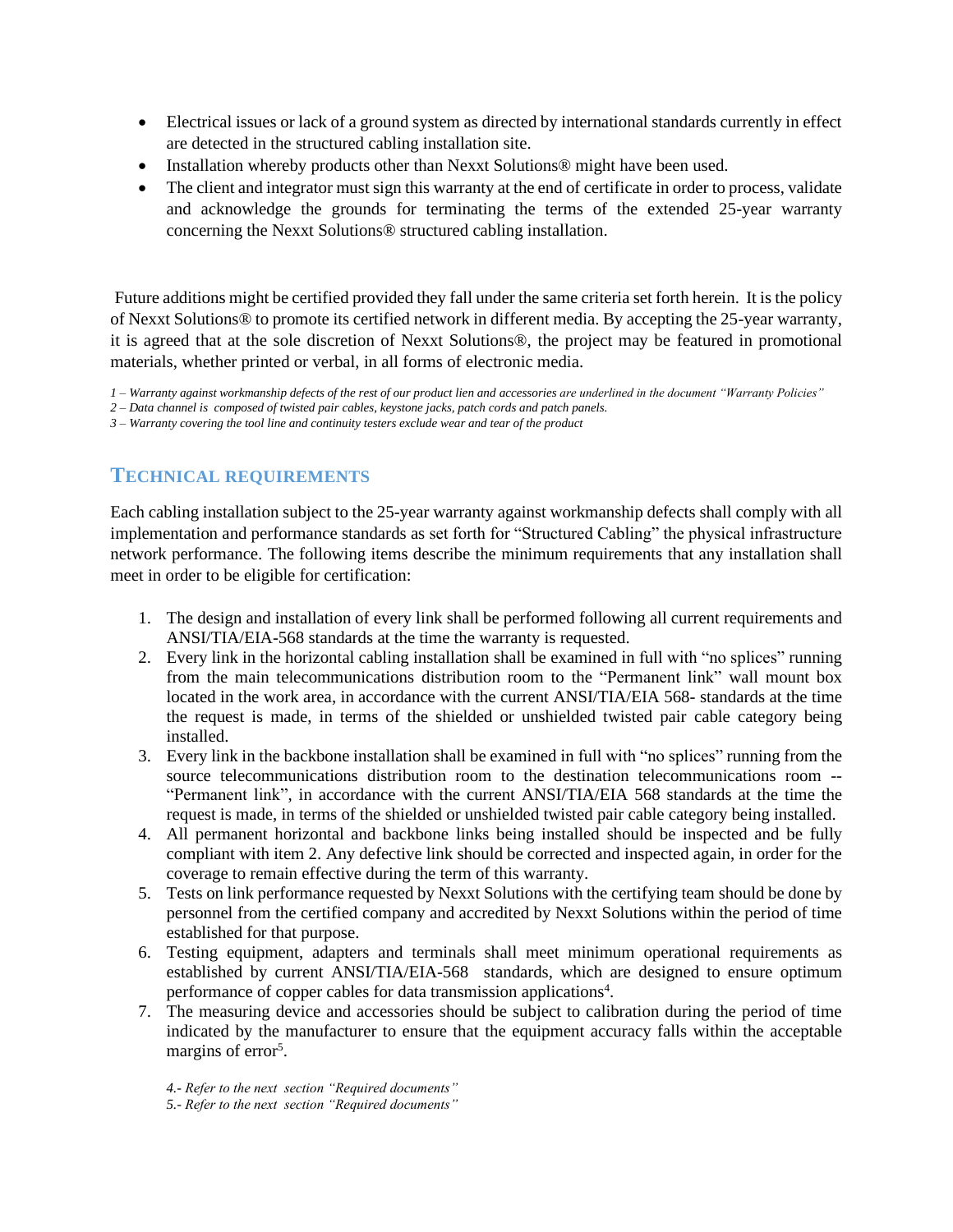- Electrical issues or lack of a ground system as directed by international standards currently in effect are detected in the structured cabling installation site.
- Installation whereby products other than Nexxt Solutions® might have been used.
- The client and integrator must sign this warranty at the end of certificate in order to process, validate and acknowledge the grounds for terminating the terms of the extended 25-year warranty concerning the Nexxt Solutions® structured cabling installation.

Future additions might be certified provided they fall under the same criteria set forth herein. It is the policy of Nexxt Solutions® to promote its certified network in different media. By accepting the 25-year warranty, it is agreed that at the sole discretion of Nexxt Solutions®, the project may be featured in promotional materials, whether printed or verbal, in all forms of electronic media.

*1 – Warranty against workmanship defects of the rest of our product lien and accessories are underlined in the document "Warranty Policies"*
*2 – Data channel is composed of twisted pair cables, keystone jacks, patch cords and patch panels.*
*3 – Warranty covering the tool line and continuity testers exclude wear and tear of the product*

## TECHNICAL REQUIREMENTS

Each cabling installation subject to the 25-year warranty against workmanship defects shall comply with all implementation and performance standards as set forth for "Structured Cabling" the physical infrastructure network performance. The following items describe the minimum requirements that any installation shall meet in order to be eligible for certification:

1. The design and installation of every link shall be performed following all current requirements and ANSI/TIA/EIA-568 standards at the time the warranty is requested.
2. Every link in the horizontal cabling installation shall be examined in full with "no splices" running from the main telecommunications distribution room to the "Permanent link" wall mount box located in the work area, in accordance with the current ANSI/TIA/EIA 568- standards at the time the request is made, in terms of the shielded or unshielded twisted pair cable category being installed.
3. Every link in the backbone installation shall be examined in full with "no splices" running from the source telecommunications distribution room to the destination telecommunications room -- "Permanent link", in accordance with the current ANSI/TIA/EIA 568 standards at the time the request is made, in terms of the shielded or unshielded twisted pair cable category being installed.
4. All permanent horizontal and backbone links being installed should be inspected and be fully compliant with item 2. Any defective link should be corrected and inspected again, in order for the coverage to remain effective during the term of this warranty.
5. Tests on link performance requested by Nexxt Solutions with the certifying team should be done by personnel from the certified company and accredited by Nexxt Solutions within the period of time established for that purpose.
6. Testing equipment, adapters and terminals shall meet minimum operational requirements as established by current ANSI/TIA/EIA-568 standards, which are designed to ensure optimum performance of copper cables for data transmission applications[4].
7. The measuring device and accessories should be subject to calibration during the period of time indicated by the manufacturer to ensure that the equipment accuracy falls within the acceptable margins of error[5].

*4.- Refer to the next section "Required documents"*
*5.- Refer to the next section "Required documents"*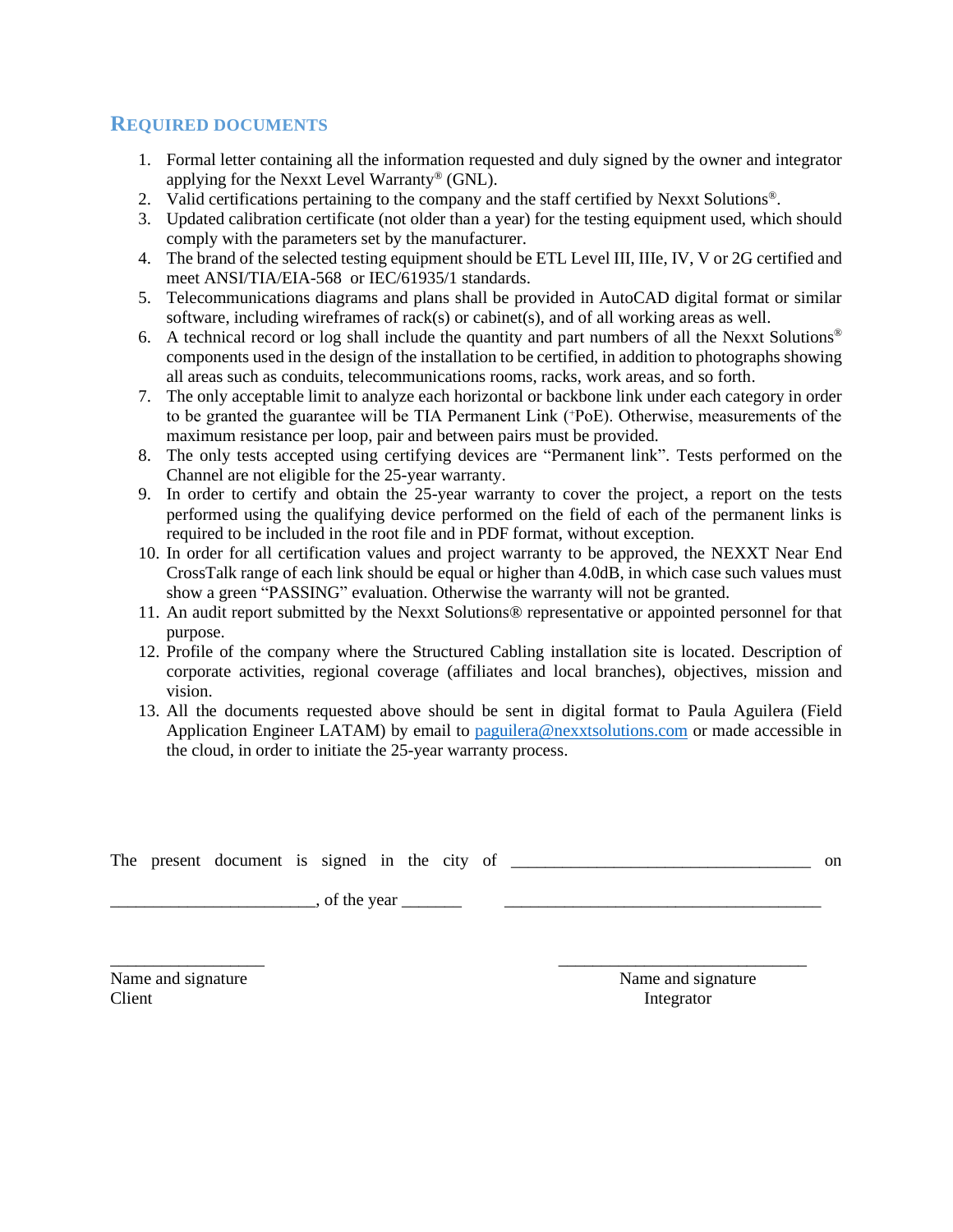## REQUIRED DOCUMENTS

1. Formal letter containing all the information requested and duly signed by the owner and integrator applying for the Nexxt Level Warranty® (GNL).
2. Valid certifications pertaining to the company and the staff certified by Nexxt Solutions®.
3. Updated calibration certificate (not older than a year) for the testing equipment used, which should comply with the parameters set by the manufacturer.
4. The brand of the selected testing equipment should be ETL Level III, IIIe, IV, V or 2G certified and meet ANSI/TIA/EIA-568 or IEC/61935/1 standards.
5. Telecommunications diagrams and plans shall be provided in AutoCAD digital format or similar software, including wireframes of rack(s) or cabinet(s), and of all working areas as well.
6. A technical record or log shall include the quantity and part numbers of all the Nexxt Solutions® components used in the design of the installation to be certified, in addition to photographs showing all areas such as conduits, telecommunications rooms, racks, work areas, and so forth.
7. The only acceptable limit to analyze each horizontal or backbone link under each category in order to be granted the guarantee will be TIA Permanent Link (+PoE). Otherwise, measurements of the maximum resistance per loop, pair and between pairs must be provided.
8. The only tests accepted using certifying devices are "Permanent link". Tests performed on the Channel are not eligible for the 25-year warranty.
9. In order to certify and obtain the 25-year warranty to cover the project, a report on the tests performed using the qualifying device performed on the field of each of the permanent links is required to be included in the root file and in PDF format, without exception.
10. In order for all certification values and project warranty to be approved, the NEXXT Near End CrossTalk range of each link should be equal or higher than 4.0dB, in which case such values must show a green "PASSING" evaluation. Otherwise the warranty will not be granted.
11. An audit report submitted by the Nexxt Solutions® representative or appointed personnel for that purpose.
12. Profile of the company where the Structured Cabling installation site is located. Description of corporate activities, regional coverage (affiliates and local branches), objectives, mission and vision.
13. All the documents requested above should be sent in digital format to Paula Aguilera (Field Application Engineer LATAM) by email to paguilera@nexxtsolutions.com or made accessible in the cloud, in order to initiate the 25-year warranty process.

The present document is signed in the city of ___________________________________ on

________________________, of the year _______ ______________________________________

__________________ ______________________________

Name and signature Name and signature

Client Integrator